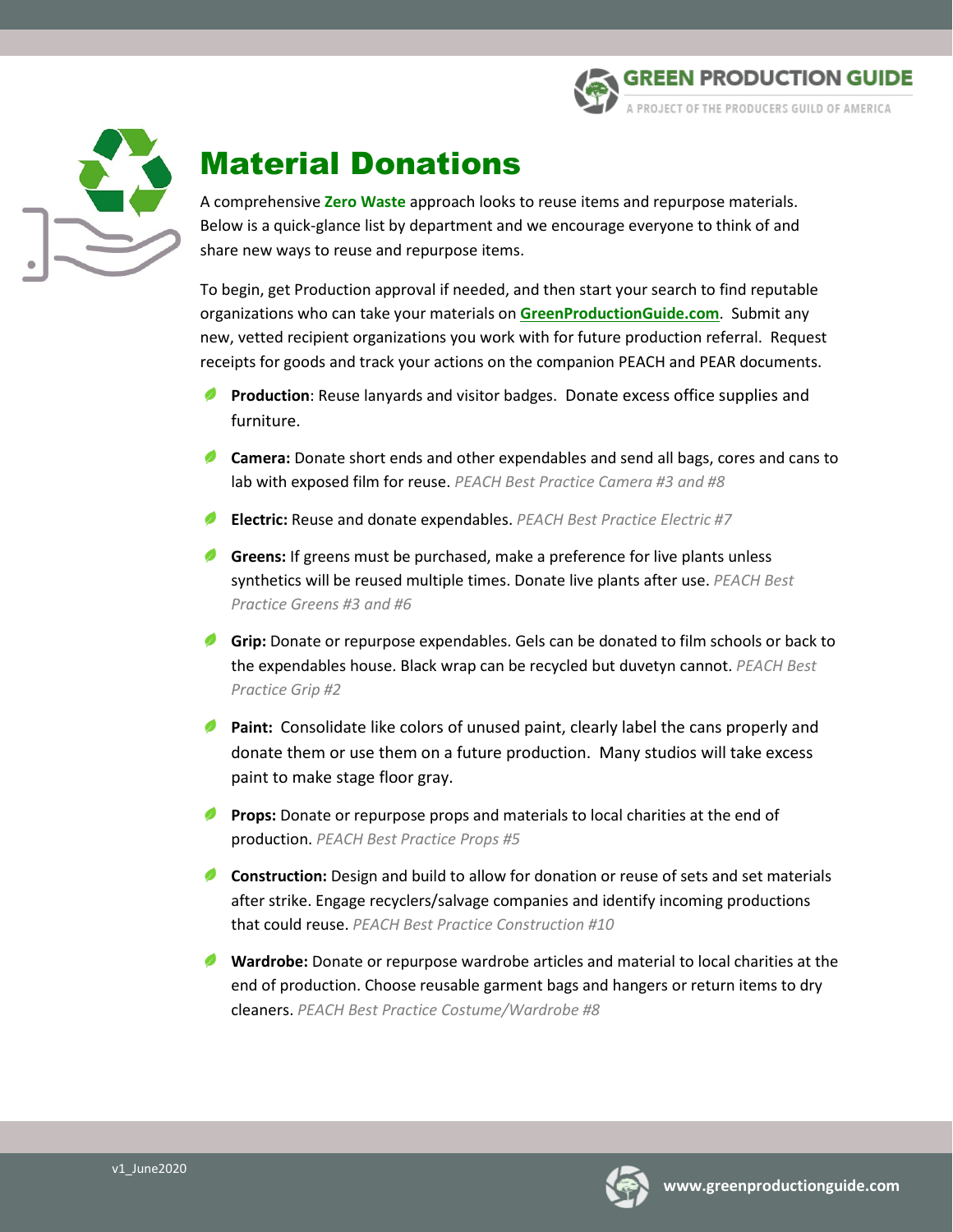# Material Donations

A comprehensive **Zero Waste** approach looks to reuse items and repurpose materials. Below is a quick-glance list by department and we encourage everyone to think of and share new ways to reuse and repurpose items.

To begin, get Production approval if needed, and then start your search to find reputable organizations who can take your materials on **GreenProductionGuide.com**. Submit any new, vetted recipient organizations you work with for future production referral. Request receipts for goods and track your actions on the companion PEACH and PEAR documents.

- **Production**: Reuse lanyards and visitor badges. Donate excess office supplies and furniture.
- **Camera:** Donate short ends and other expendables and send all bags, cores and cans to lab with exposed film for reuse. *PEACH Best Practice Camera #3 and #8*
- **Electric:** Reuse and donate expendables. *PEACH Best Practice Electric #7*
- **Greens:** If greens must be purchased, make a preference for live plants unless synthetics will be reused multiple times. Donate live plants after use. *PEACH Best Practice Greens #3 and #6*
- **Grip:** Donate or repurpose expendables. Gels can be donated to film schools or back to the expendables house. Black wrap can be recycled but duvetyn cannot. *PEACH Best Practice Grip #2*
- **Paint:** Consolidate like colors of unused paint, clearly label the cans properly and donate them or use them on a future production. Many studios will take excess paint to make stage floor gray.
- **Props:** Donate or repurpose props and materials to local charities at the end of production. *PEACH Best Practice Props #5*
- **Construction:** Design and build to allow for donation or reuse of sets and set materials after strike. Engage recyclers/salvage companies and identify incoming productions that could reuse. *PEACH Best Practice Construction #10*
- **Wardrobe:** Donate or repurpose wardrobe articles and material to local charities at the end of production. Choose reusable garment bags and hangers or return items to dry cleaners. *PEACH Best Practice Costume/Wardrobe #8*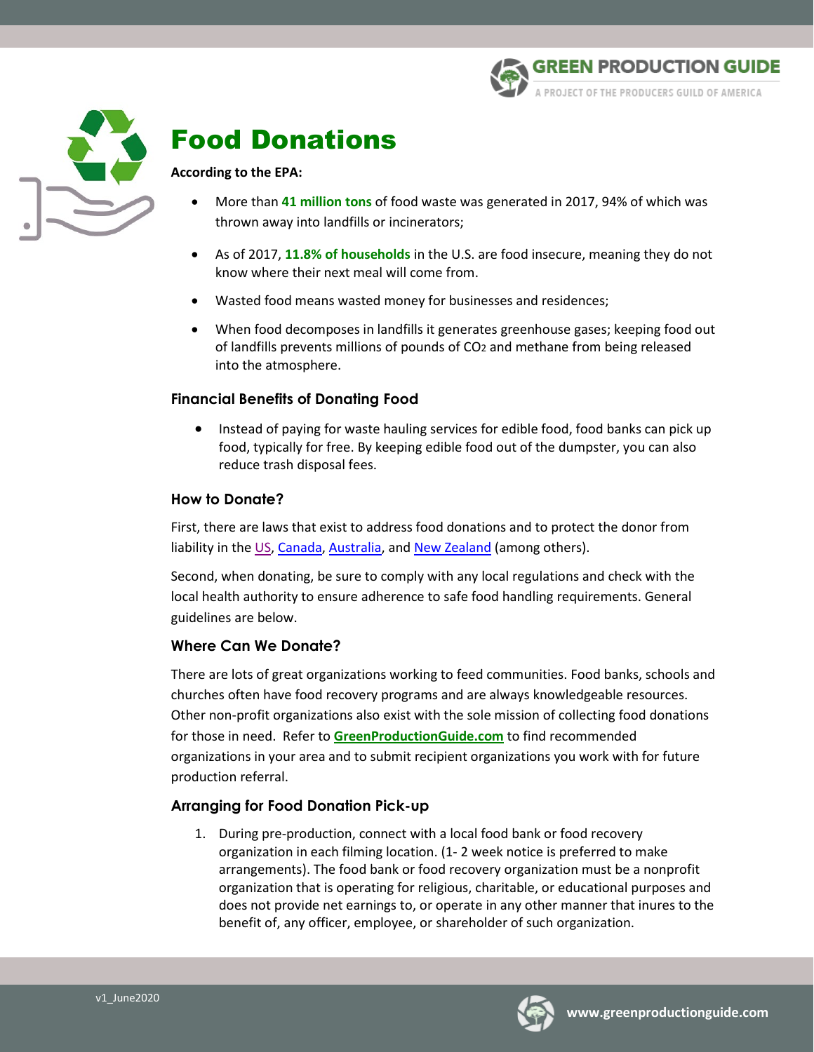# Food Donations

**According to the EPA:**

- More than **41 million tons** of food waste was generated in 2017, 94% of which was thrown away into landfills or incinerators;
- As of 2017, **11.8% of households** in the U.S. are food insecure, meaning they do not know where their next meal will come from.
- Wasted food means wasted money for businesses and residences;
- When food decomposes in landfills it generates greenhouse gases; keeping food out of landfills prevents millions of pounds of $CO_2$ and methane from being released into the atmosphere.

## Financial Benefits of Donating Food

- Instead of paying for waste hauling services for edible food, food banks can pick up food, typically for free. By keeping edible food out of the dumpster, you can also reduce trash disposal fees.

## How to Donate?

First, there are laws that exist to address food donations and to protect the donor from liability in the US, Canada, Australia, and New Zealand (among others).

Second, when donating, be sure to comply with any local regulations and check with the local health authority to ensure adherence to safe food handling requirements. General guidelines are below.

## Where Can We Donate?

There are lots of great organizations working to feed communities. Food banks, schools and churches often have food recovery programs and are always knowledgeable resources. Other non-profit organizations also exist with the sole mission of collecting food donations for those in need. Refer to **GreenProductionGuide.com** to find recommended organizations in your area and to submit recipient organizations you work with for future production referral.

## Arranging for Food Donation Pick-up

1. During pre-production, connect with a local food bank or food recovery organization in each filming location. (1- 2 week notice is preferred to make arrangements). The food bank or food recovery organization must be a nonprofit organization that is operating for religious, charitable, or educational purposes and does not provide net earnings to, or operate in any other manner that inures to the benefit of, any officer, employee, or shareholder of such organization.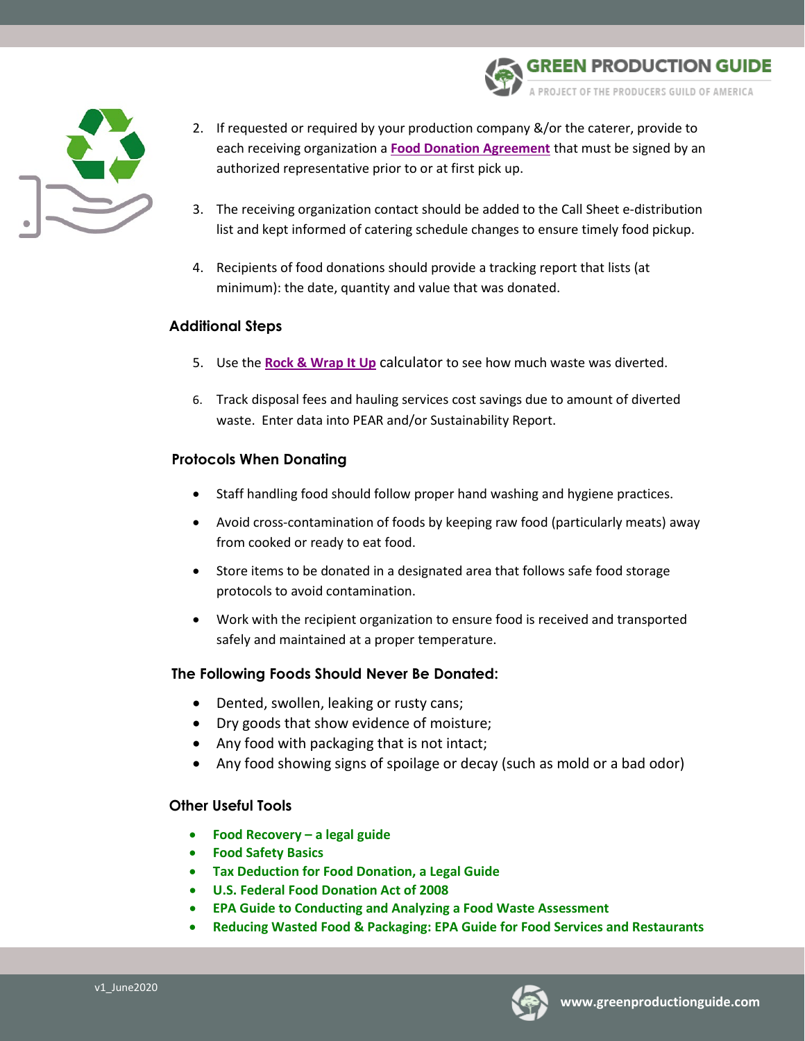2. If requested or required by your production company &/or the caterer, provide to each receiving organization a **Food Donation Agreement** that must be signed by an authorized representative prior to or at first pick up.

3. The receiving organization contact should be added to the Call Sheet e-distribution list and kept informed of catering schedule changes to ensure timely food pickup.

4. Recipients of food donations should provide a tracking report that lists (at minimum): the date, quantity and value that was donated.

### Additional Steps

5. Use the **Rock & Wrap It Up** calculator to see how much waste was diverted.

6. Track disposal fees and hauling services cost savings due to amount of diverted waste. Enter data into PEAR and/or Sustainability Report.

### Protocols When Donating

- Staff handling food should follow proper hand washing and hygiene practices.
- Avoid cross-contamination of foods by keeping raw food (particularly meats) away from cooked or ready to eat food.
- Store items to be donated in a designated area that follows safe food storage protocols to avoid contamination.
- Work with the recipient organization to ensure food is received and transported safely and maintained at a proper temperature.

### The Following Foods Should Never Be Donated:

- Dented, swollen, leaking or rusty cans;
- Dry goods that show evidence of moisture;
- Any food with packaging that is not intact;
- Any food showing signs of spoilage or decay (such as mold or a bad odor)

### Other Useful Tools

- **Food Recovery – a legal guide**
- **Food Safety Basics**
- **Tax Deduction for Food Donation, a Legal Guide**
- **U.S. Federal Food Donation Act of 2008**
- **EPA Guide to Conducting and Analyzing a Food Waste Assessment**
- **Reducing Wasted Food & Packaging: EPA Guide for Food Services and Restaurants**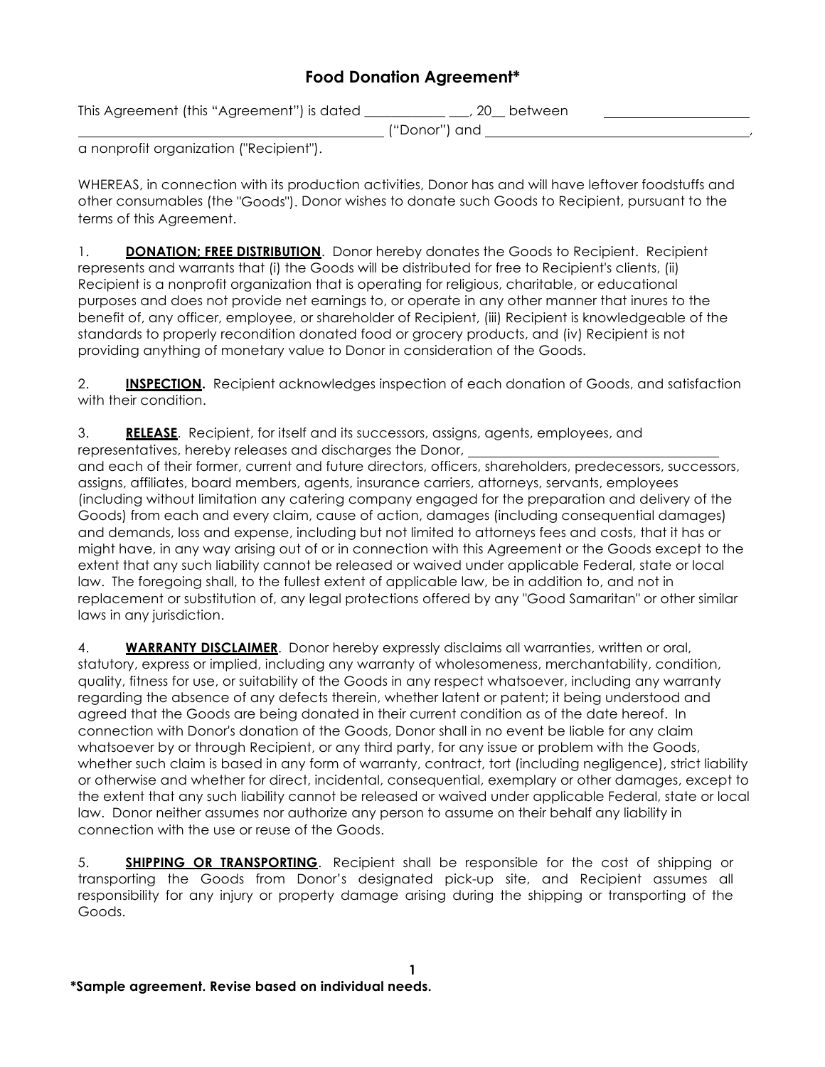# Food Donation Agreement*

This Agreement (this "Agreement") is dated ___________ ___, 20__ between ____________________ ____________________________________________ ("Donor") and ____________________________________, a nonprofit organization ("Recipient").

WHEREAS, in connection with its production activities, Donor has and will have leftover foodstuffs and other consumables (the "Goods"). Donor wishes to donate such Goods to Recipient, pursuant to the terms of this Agreement.

1. **DONATION; FREE DISTRIBUTION**. Donor hereby donates the Goods to Recipient. Recipient represents and warrants that (i) the Goods will be distributed for free to Recipient's clients, (ii) Recipient is a nonprofit organization that is operating for religious, charitable, or educational purposes and does not provide net earnings to, or operate in any other manner that inures to the benefit of, any officer, employee, or shareholder of Recipient, (iii) Recipient is knowledgeable of the standards to properly recondition donated food or grocery products, and (iv) Recipient is not providing anything of monetary value to Donor in consideration of the Goods.

2. **INSPECTION.** Recipient acknowledges inspection of each donation of Goods, and satisfaction with their condition.

3. **RELEASE**. Recipient, for itself and its successors, assigns, agents, employees, and representatives, hereby releases and discharges the Donor, ____________________________________ and each of their former, current and future directors, officers, shareholders, predecessors, successors, assigns, affiliates, board members, agents, insurance carriers, attorneys, servants, employees (including without limitation any catering company engaged for the preparation and delivery of the Goods) from each and every claim, cause of action, damages (including consequential damages) and demands, loss and expense, including but not limited to attorneys fees and costs, that it has or might have, in any way arising out of or in connection with this Agreement or the Goods except to the extent that any such liability cannot be released or waived under applicable Federal, state or local law. The foregoing shall, to the fullest extent of applicable law, be in addition to, and not in replacement or substitution of, any legal protections offered by any "Good Samaritan" or other similar laws in any jurisdiction.

4. **WARRANTY DISCLAIMER**. Donor hereby expressly disclaims all warranties, written or oral, statutory, express or implied, including any warranty of wholesomeness, merchantability, condition, quality, fitness for use, or suitability of the Goods in any respect whatsoever, including any warranty regarding the absence of any defects therein, whether latent or patent; it being understood and agreed that the Goods are being donated in their current condition as of the date hereof. In connection with Donor's donation of the Goods, Donor shall in no event be liable for any claim whatsoever by or through Recipient, or any third party, for any issue or problem with the Goods, whether such claim is based in any form of warranty, contract, tort (including negligence), strict liability or otherwise and whether for direct, incidental, consequential, exemplary or other damages, except to the extent that any such liability cannot be released or waived under applicable Federal, state or local law. Donor neither assumes nor authorize any person to assume on their behalf any liability in connection with the use or reuse of the Goods.

5. **SHIPPING OR TRANSPORTING**. Recipient shall be responsible for the cost of shipping or transporting the Goods from Donor's designated pick-up site, and Recipient assumes all responsibility for any injury or property damage arising during the shipping or transporting of the Goods.

**\*Sample agreement. Revise based on individual needs.**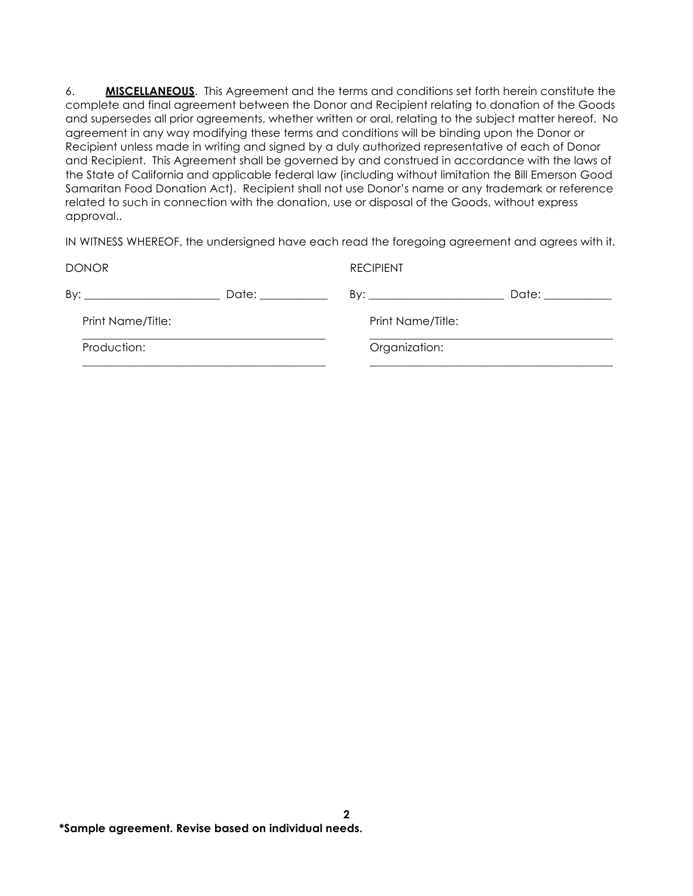6. **MISCELLANEOUS**. This Agreement and the terms and conditions set forth herein constitute the complete and final agreement between the Donor and Recipient relating to donation of the Goods and supersedes all prior agreements, whether written or oral, relating to the subject matter hereof. No agreement in any way modifying these terms and conditions will be binding upon the Donor or Recipient unless made in writing and signed by a duly authorized representative of each of Donor and Recipient. This Agreement shall be governed by and construed in accordance with the laws of the State of California and applicable federal law (including without limitation the Bill Emerson Good Samaritan Food Donation Act). Recipient shall not use Donor's name or any trademark or reference related to such in connection with the donation, use or disposal of the Goods, without express approval..

IN WITNESS WHEREOF, the undersigned have each read the foregoing agreement and agrees with it.

DONOR

By: ________________________ Date: ____________

Print Name/Title: ______________________________________

Production: ______________________________________

RECIPIENT

By: ________________________ Date: ____________

Print Name/Title: ______________________________________

Organization: ______________________________________

**\*Sample agreement. Revise based on individual needs.**